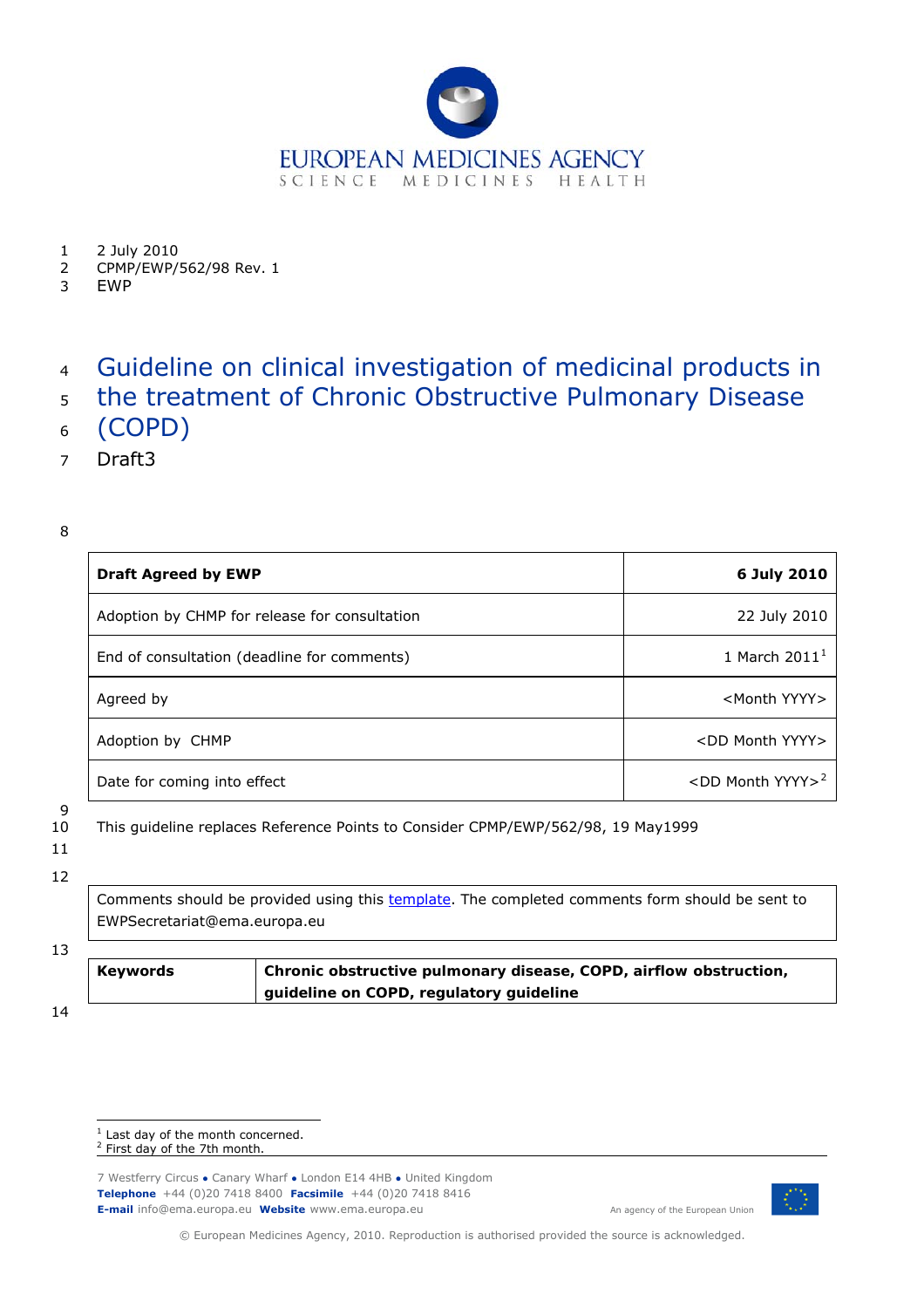EUROPEAN MEDICINES AGENCY
SCIENCE MEDICINES HEALTH

2 July 2010
CPMP/EWP/562/98 Rev. 1
EWP

# Guideline on clinical investigation of medicinal products in the treatment of Chronic Obstructive Pulmonary Disease (COPD)

Draft3

| **Draft Agreed by EWP** | **6 July 2010** |
|---|---|
| Adoption by CHMP for release for consultation | 22 July 2010 |
| End of consultation (deadline for comments) | 1 March 2011[1] |
| Agreed by | <Month YYYY> |
| Adoption by CHMP | <DD Month YYYY> |
| Date for coming into effect | <DD Month YYYY>[2] |

This guideline replaces Reference Points to Consider CPMP/EWP/562/98, 19 May1999

| Comments should be provided using this template. The completed comments form should be sent to EWPSecretariat@ema.europa.eu |
|---|

| **Keywords** | **Chronic obstructive pulmonary disease, COPD, airflow obstruction, guideline on COPD, regulatory guideline** |
|---|---|

[1] Last day of the month concerned.
[2] First day of the 7th month.

7 Westferry Circus • Canary Wharf • London E14 4HB • United Kingdom
**Telephone** +44 (0)20 7418 8400 **Facsimile** +44 (0)20 7418 8416
**E-mail** info@ema.europa.eu **Website** www.ema.europa.eu

An agency of the European Union

© European Medicines Agency, 2010. Reproduction is authorised provided the source is acknowledged.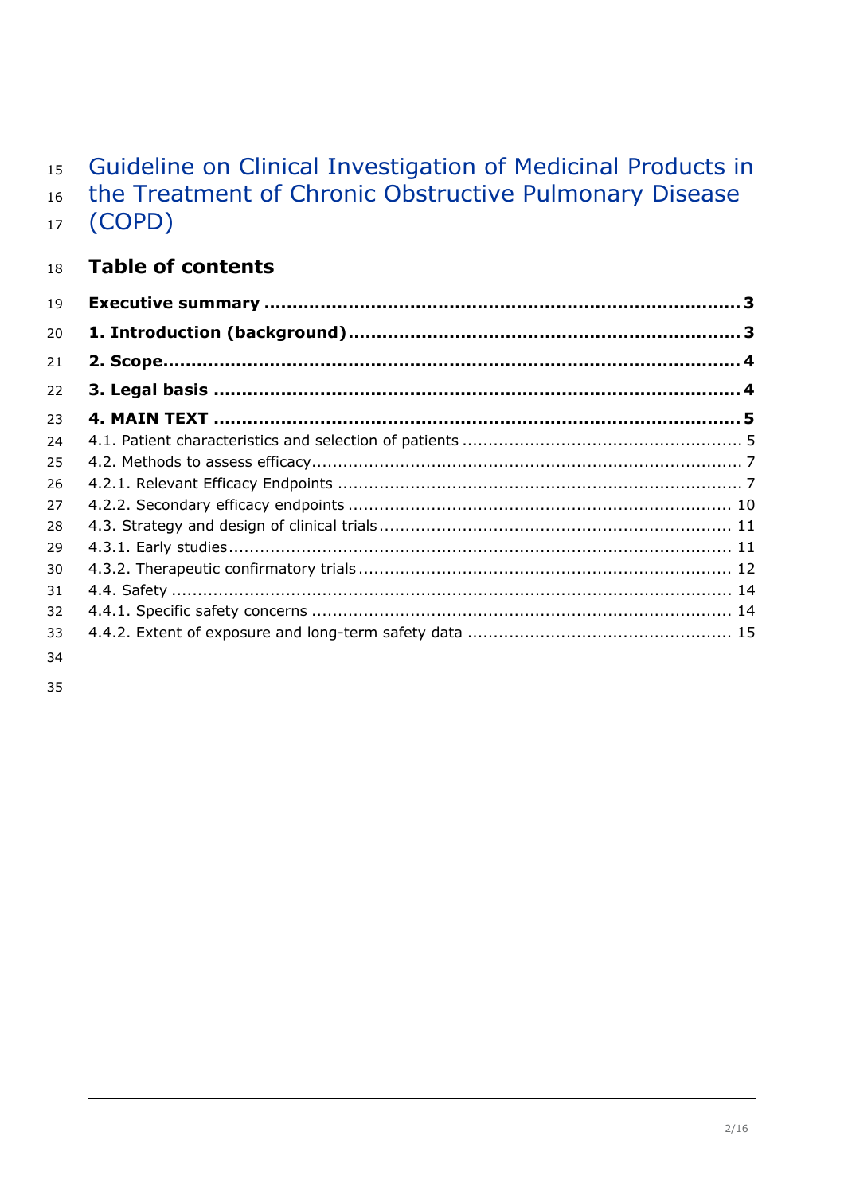# Guideline on Clinical Investigation of Medicinal Products in the Treatment of Chronic Obstructive Pulmonary Disease (COPD)

## Table of contents

**Executive summary ..................................................................................... 3**

**1. Introduction (background) ...................................................................... 3**

**2. Scope ...................................................................................................... 4**

**3. Legal basis .............................................................................................. 4**

**4. MAIN TEXT .............................................................................................. 5**

4.1. Patient characteristics and selection of patients ...................................................... 5

4.2. Methods to assess efficacy ................................................................................... 7

4.2.1. Relevant Efficacy Endpoints ............................................................................. 7

4.2.2. Secondary efficacy endpoints ......................................................................... 10

4.3. Strategy and design of clinical trials ................................................................... 11

4.3.1. Early studies ................................................................................................. 11

4.3.2. Therapeutic confirmatory trials ....................................................................... 12

4.4. Safety ............................................................................................................. 14

4.4.1. Specific safety concerns ................................................................................. 14

4.4.2. Extent of exposure and long-term safety data .................................................. 15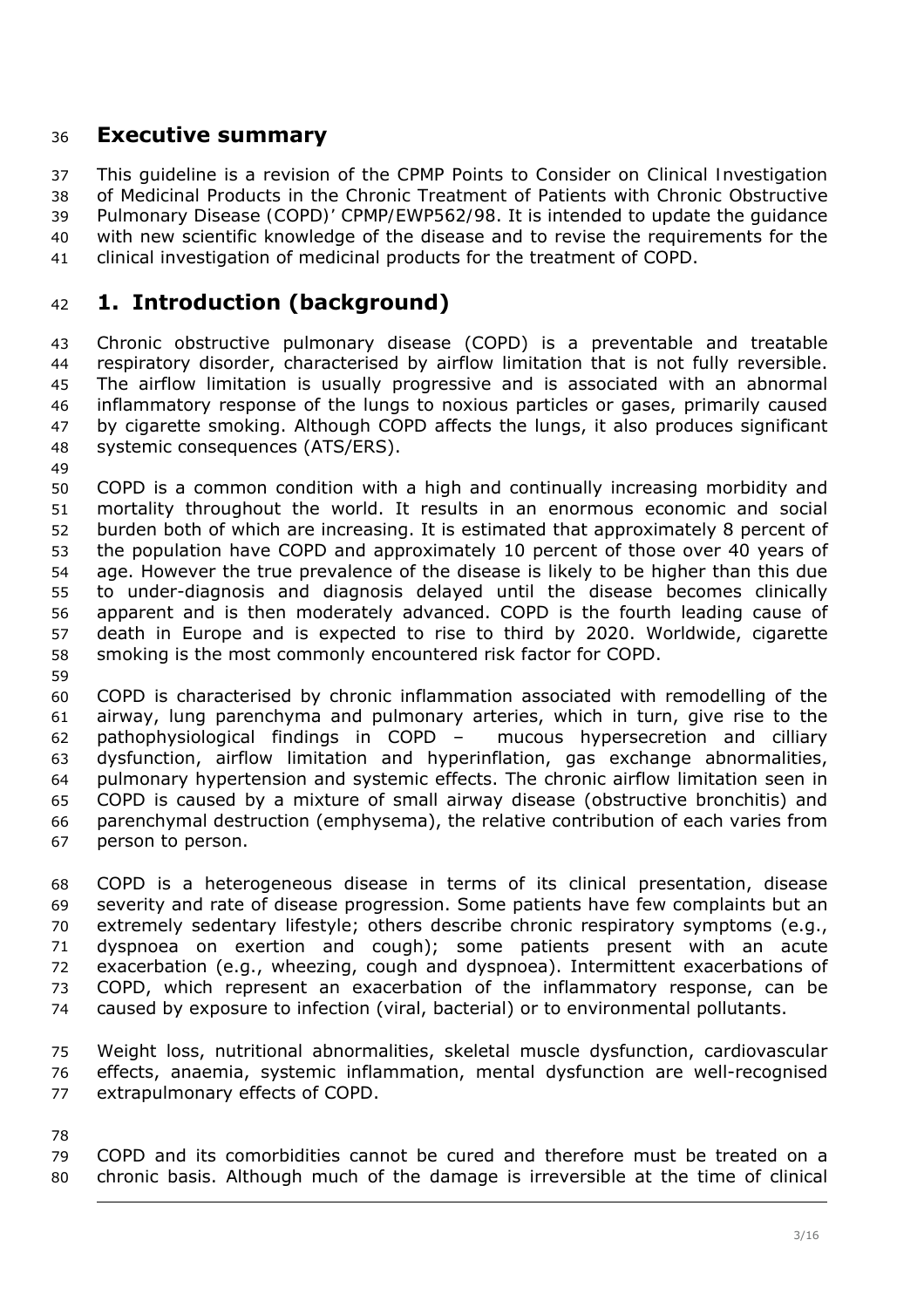# Executive summary

This guideline is a revision of the CPMP Points to Consider on Clinical Investigation of Medicinal Products in the Chronic Treatment of Patients with Chronic Obstructive Pulmonary Disease (COPD)' CPMP/EWP562/98. It is intended to update the guidance with new scientific knowledge of the disease and to revise the requirements for the clinical investigation of medicinal products for the treatment of COPD.

# 1. Introduction (background)

Chronic obstructive pulmonary disease (COPD) is a preventable and treatable respiratory disorder, characterised by airflow limitation that is not fully reversible. The airflow limitation is usually progressive and is associated with an abnormal inflammatory response of the lungs to noxious particles or gases, primarily caused by cigarette smoking. Although COPD affects the lungs, it also produces significant systemic consequences (ATS/ERS).

COPD is a common condition with a high and continually increasing morbidity and mortality throughout the world. It results in an enormous economic and social burden both of which are increasing. It is estimated that approximately 8 percent of the population have COPD and approximately 10 percent of those over 40 years of age. However the true prevalence of the disease is likely to be higher than this due to under-diagnosis and diagnosis delayed until the disease becomes clinically apparent and is then moderately advanced. COPD is the fourth leading cause of death in Europe and is expected to rise to third by 2020. Worldwide, cigarette smoking is the most commonly encountered risk factor for COPD.

COPD is characterised by chronic inflammation associated with remodelling of the airway, lung parenchyma and pulmonary arteries, which in turn, give rise to the pathophysiological findings in COPD – mucous hypersecretion and cilliary dysfunction, airflow limitation and hyperinflation, gas exchange abnormalities, pulmonary hypertension and systemic effects. The chronic airflow limitation seen in COPD is caused by a mixture of small airway disease (obstructive bronchitis) and parenchymal destruction (emphysema), the relative contribution of each varies from person to person.

COPD is a heterogeneous disease in terms of its clinical presentation, disease severity and rate of disease progression. Some patients have few complaints but an extremely sedentary lifestyle; others describe chronic respiratory symptoms (e.g., dyspnoea on exertion and cough); some patients present with an acute exacerbation (e.g., wheezing, cough and dyspnoea). Intermittent exacerbations of COPD, which represent an exacerbation of the inflammatory response, can be caused by exposure to infection (viral, bacterial) or to environmental pollutants.

Weight loss, nutritional abnormalities, skeletal muscle dysfunction, cardiovascular effects, anaemia, systemic inflammation, mental dysfunction are well-recognised extrapulmonary effects of COPD.

COPD and its comorbidities cannot be cured and therefore must be treated on a chronic basis. Although much of the damage is irreversible at the time of clinical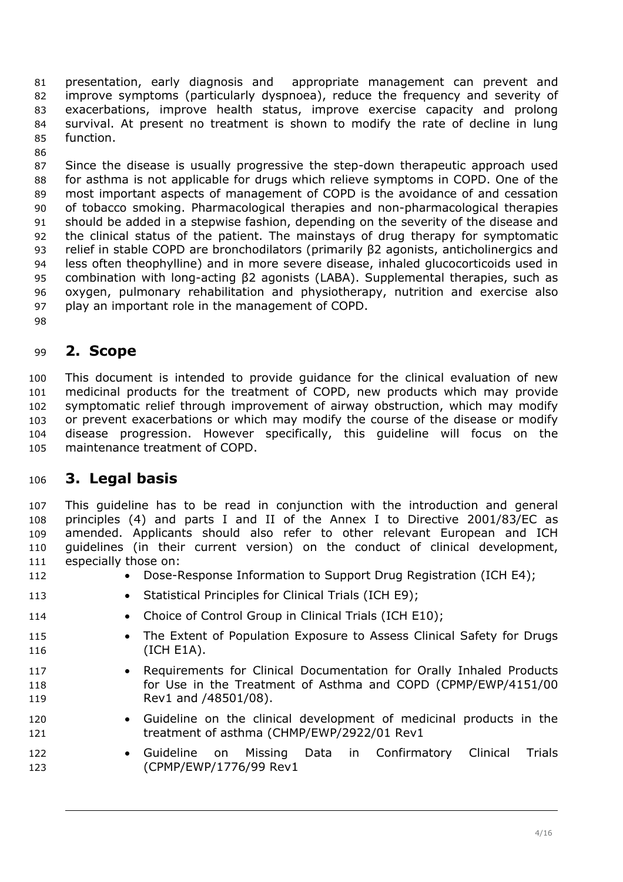presentation, early diagnosis and appropriate management can prevent and improve symptoms (particularly dyspnoea), reduce the frequency and severity of exacerbations, improve health status, improve exercise capacity and prolong survival. At present no treatment is shown to modify the rate of decline in lung function.

Since the disease is usually progressive the step-down therapeutic approach used for asthma is not applicable for drugs which relieve symptoms in COPD. One of the most important aspects of management of COPD is the avoidance of and cessation of tobacco smoking. Pharmacological therapies and non-pharmacological therapies should be added in a stepwise fashion, depending on the severity of the disease and the clinical status of the patient. The mainstays of drug therapy for symptomatic relief in stable COPD are bronchodilators (primarily β2 agonists, anticholinergics and less often theophylline) and in more severe disease, inhaled glucocorticoids used in combination with long-acting β2 agonists (LABA). Supplemental therapies, such as oxygen, pulmonary rehabilitation and physiotherapy, nutrition and exercise also play an important role in the management of COPD.

# 2. Scope

This document is intended to provide guidance for the clinical evaluation of new medicinal products for the treatment of COPD, new products which may provide symptomatic relief through improvement of airway obstruction, which may modify or prevent exacerbations or which may modify the course of the disease or modify disease progression. However specifically, this guideline will focus on the maintenance treatment of COPD.

# 3. Legal basis

This guideline has to be read in conjunction with the introduction and general principles (4) and parts I and II of the Annex I to Directive 2001/83/EC as amended. Applicants should also refer to other relevant European and ICH guidelines (in their current version) on the conduct of clinical development, especially those on:

- Dose-Response Information to Support Drug Registration (ICH E4);
- Statistical Principles for Clinical Trials (ICH E9);
- Choice of Control Group in Clinical Trials (ICH E10);
- The Extent of Population Exposure to Assess Clinical Safety for Drugs (ICH E1A).
- Requirements for Clinical Documentation for Orally Inhaled Products for Use in the Treatment of Asthma and COPD (CPMP/EWP/4151/00 Rev1 and /48501/08).
- Guideline on the clinical development of medicinal products in the treatment of asthma (CHMP/EWP/2922/01 Rev1
- Guideline on Missing Data in Confirmatory Clinical Trials (CPMP/EWP/1776/99 Rev1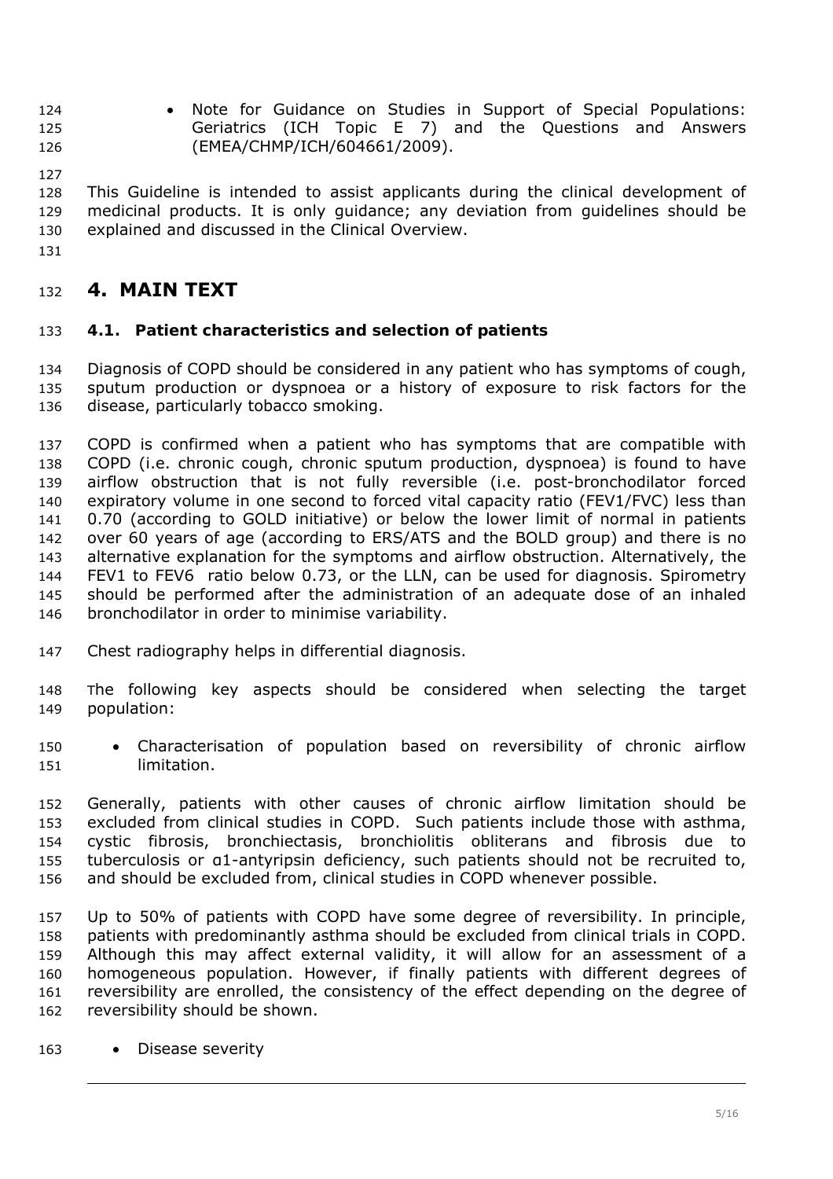- Note for Guidance on Studies in Support of Special Populations: Geriatrics (ICH Topic E 7) and the Questions and Answers (EMEA/CHMP/ICH/604661/2009).

This Guideline is intended to assist applicants during the clinical development of medicinal products. It is only guidance; any deviation from guidelines should be explained and discussed in the Clinical Overview.

# 4. MAIN TEXT

## 4.1. Patient characteristics and selection of patients

Diagnosis of COPD should be considered in any patient who has symptoms of cough, sputum production or dyspnoea or a history of exposure to risk factors for the disease, particularly tobacco smoking.

COPD is confirmed when a patient who has symptoms that are compatible with COPD (i.e. chronic cough, chronic sputum production, dyspnoea) is found to have airflow obstruction that is not fully reversible (i.e. post-bronchodilator forced expiratory volume in one second to forced vital capacity ratio (FEV1/FVC) less than 0.70 (according to GOLD initiative) or below the lower limit of normal in patients over 60 years of age (according to ERS/ATS and the BOLD group) and there is no alternative explanation for the symptoms and airflow obstruction. Alternatively, the FEV1 to FEV6 ratio below 0.73, or the LLN, can be used for diagnosis. Spirometry should be performed after the administration of an adequate dose of an inhaled bronchodilator in order to minimise variability.

Chest radiography helps in differential diagnosis.

The following key aspects should be considered when selecting the target population:

- Characterisation of population based on reversibility of chronic airflow limitation.

Generally, patients with other causes of chronic airflow limitation should be excluded from clinical studies in COPD. Such patients include those with asthma, cystic fibrosis, bronchiectasis, bronchiolitis obliterans and fibrosis due to tuberculosis or α1-antyripsin deficiency, such patients should not be recruited to, and should be excluded from, clinical studies in COPD whenever possible.

Up to 50% of patients with COPD have some degree of reversibility. In principle, patients with predominantly asthma should be excluded from clinical trials in COPD. Although this may affect external validity, it will allow for an assessment of a homogeneous population. However, if finally patients with different degrees of reversibility are enrolled, the consistency of the effect depending on the degree of reversibility should be shown.

- Disease severity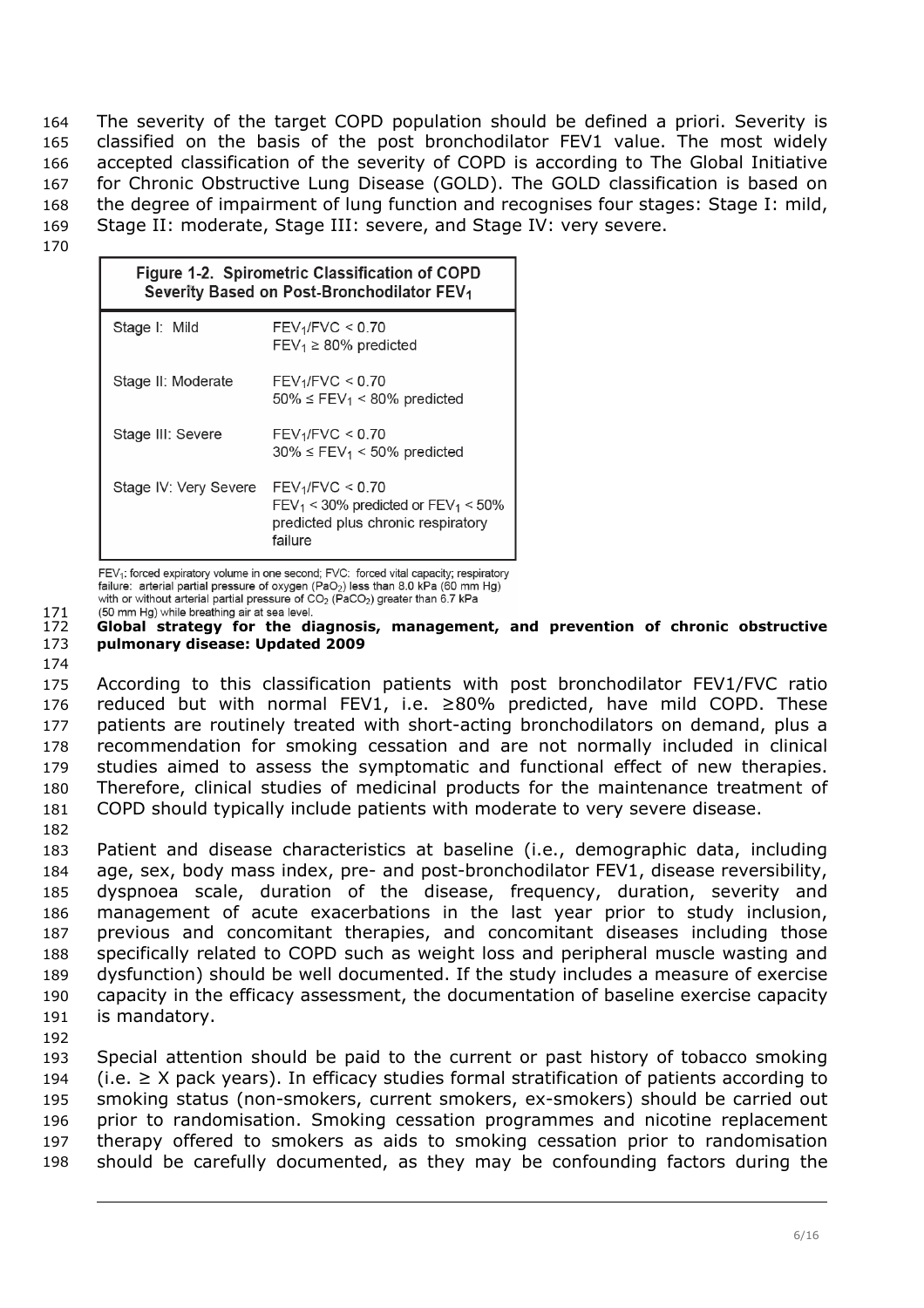The severity of the target COPD population should be defined a priori. Severity is classified on the basis of the post bronchodilator FEV1 value. The most widely accepted classification of the severity of COPD is according to The Global Initiative for Chronic Obstructive Lung Disease (GOLD). The GOLD classification is based on the degree of impairment of lung function and recognises four stages: Stage I: mild, Stage II: moderate, Stage III: severe, and Stage IV: very severe.

**Figure 1-2. Spirometric Classification of COPD Severity Based on Post-Bronchodilator $FEV_1$**

| Stage | Criteria |
|---|---|
| Stage I: Mild | $FEV_1/FVC < 0.70$<br>$FEV_1 \geq 80\%$ predicted |
| Stage II: Moderate | $FEV_1/FVC < 0.70$<br>$50\% \leq FEV_1 < 80\%$ predicted |
| Stage III: Severe | $FEV_1/FVC < 0.70$<br>$30\% \leq FEV_1 < 50\%$ predicted |
| Stage IV: Very Severe | $FEV_1/FVC < 0.70$<br>$FEV_1 < 30\%$ predicted or $FEV_1 < 50\%$ predicted plus chronic respiratory failure |

$FEV_1$: forced expiratory volume in one second; FVC: forced vital capacity; respiratory failure: arterial partial pressure of oxygen ($PaO_2$) less than 8.0 kPa (60 mm Hg) with or without arterial partial pressure of $CO_2$ ($PaCO_2$) greater than 6.7 kPa (50 mm Hg) while breathing air at sea level.

**Global strategy for the diagnosis, management, and prevention of chronic obstructive pulmonary disease: Updated 2009**

According to this classification patients with post bronchodilator FEV1/FVC ratio reduced but with normal FEV1, i.e. ≥80% predicted, have mild COPD. These patients are routinely treated with short-acting bronchodilators on demand, plus a recommendation for smoking cessation and are not normally included in clinical studies aimed to assess the symptomatic and functional effect of new therapies. Therefore, clinical studies of medicinal products for the maintenance treatment of COPD should typically include patients with moderate to very severe disease.

Patient and disease characteristics at baseline (i.e., demographic data, including age, sex, body mass index, pre- and post-bronchodilator FEV1, disease reversibility, dyspnoea scale, duration of the disease, frequency, duration, severity and management of acute exacerbations in the last year prior to study inclusion, previous and concomitant therapies, and concomitant diseases including those specifically related to COPD such as weight loss and peripheral muscle wasting and dysfunction) should be well documented. If the study includes a measure of exercise capacity in the efficacy assessment, the documentation of baseline exercise capacity is mandatory.

Special attention should be paid to the current or past history of tobacco smoking (i.e. ≥ X pack years). In efficacy studies formal stratification of patients according to smoking status (non-smokers, current smokers, ex-smokers) should be carried out prior to randomisation. Smoking cessation programmes and nicotine replacement therapy offered to smokers as aids to smoking cessation prior to randomisation should be carefully documented, as they may be confounding factors during the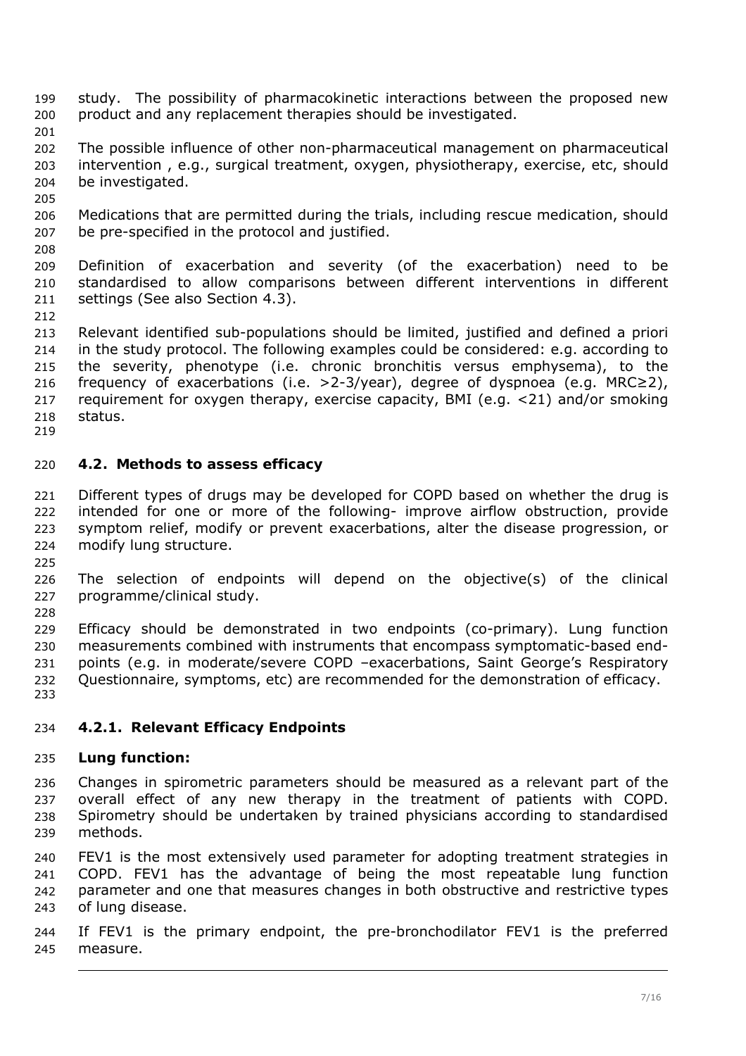study. The possibility of pharmacokinetic interactions between the proposed new product and any replacement therapies should be investigated.

The possible influence of other non-pharmaceutical management on pharmaceutical intervention , e.g., surgical treatment, oxygen, physiotherapy, exercise, etc, should be investigated.

Medications that are permitted during the trials, including rescue medication, should be pre-specified in the protocol and justified.

Definition of exacerbation and severity (of the exacerbation) need to be standardised to allow comparisons between different interventions in different settings (See also Section 4.3).

Relevant identified sub-populations should be limited, justified and defined a priori in the study protocol. The following examples could be considered: e.g. according to the severity, phenotype (i.e. chronic bronchitis versus emphysema), to the frequency of exacerbations (i.e. >2-3/year), degree of dyspnoea (e.g. MRC≥2), requirement for oxygen therapy, exercise capacity, BMI (e.g. <21) and/or smoking status.

## 4.2. Methods to assess efficacy

Different types of drugs may be developed for COPD based on whether the drug is intended for one or more of the following- improve airflow obstruction, provide symptom relief, modify or prevent exacerbations, alter the disease progression, or modify lung structure.

The selection of endpoints will depend on the objective(s) of the clinical programme/clinical study.

Efficacy should be demonstrated in two endpoints (co-primary). Lung function measurements combined with instruments that encompass symptomatic-based end-points (e.g. in moderate/severe COPD –exacerbations, Saint George's Respiratory Questionnaire, symptoms, etc) are recommended for the demonstration of efficacy.

### 4.2.1. Relevant Efficacy Endpoints

**Lung function:**

Changes in spirometric parameters should be measured as a relevant part of the overall effect of any new therapy in the treatment of patients with COPD. Spirometry should be undertaken by trained physicians according to standardised methods.

FEV1 is the most extensively used parameter for adopting treatment strategies in COPD. FEV1 has the advantage of being the most repeatable lung function parameter and one that measures changes in both obstructive and restrictive types of lung disease.

If FEV1 is the primary endpoint, the pre-bronchodilator FEV1 is the preferred measure.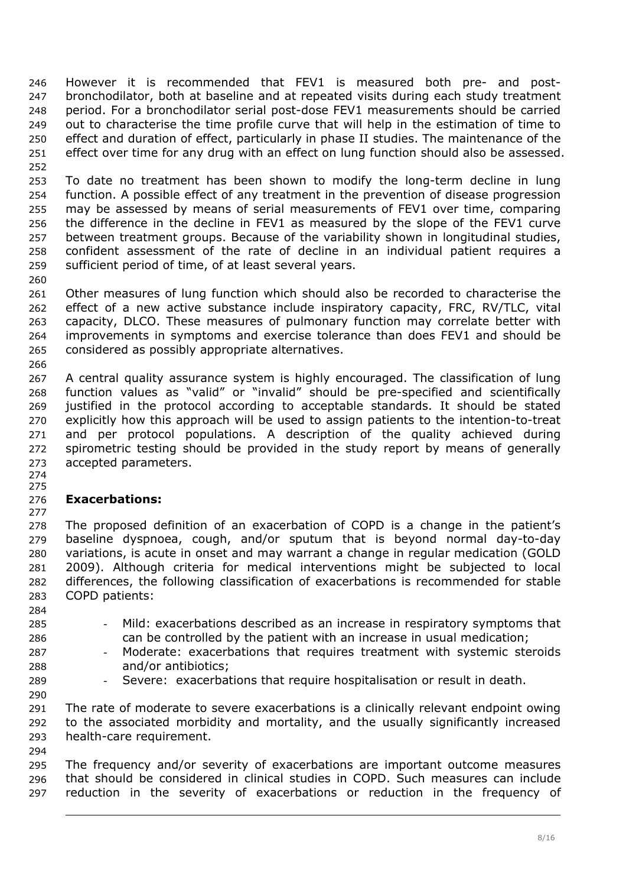However it is recommended that FEV1 is measured both pre- and post-bronchodilator, both at baseline and at repeated visits during each study treatment period. For a bronchodilator serial post-dose FEV1 measurements should be carried out to characterise the time profile curve that will help in the estimation of time to effect and duration of effect, particularly in phase II studies. The maintenance of the effect over time for any drug with an effect on lung function should also be assessed.

To date no treatment has been shown to modify the long-term decline in lung function. A possible effect of any treatment in the prevention of disease progression may be assessed by means of serial measurements of FEV1 over time, comparing the difference in the decline in FEV1 as measured by the slope of the FEV1 curve between treatment groups. Because of the variability shown in longitudinal studies, confident assessment of the rate of decline in an individual patient requires a sufficient period of time, of at least several years.

Other measures of lung function which should also be recorded to characterise the effect of a new active substance include inspiratory capacity, FRC, RV/TLC, vital capacity, DLCO. These measures of pulmonary function may correlate better with improvements in symptoms and exercise tolerance than does FEV1 and should be considered as possibly appropriate alternatives.

A central quality assurance system is highly encouraged. The classification of lung function values as "valid" or "invalid" should be pre-specified and scientifically justified in the protocol according to acceptable standards. It should be stated explicitly how this approach will be used to assign patients to the intention-to-treat and per protocol populations. A description of the quality achieved during spirometric testing should be provided in the study report by means of generally accepted parameters.

**Exacerbations:**

The proposed definition of an exacerbation of COPD is a change in the patient's baseline dyspnoea, cough, and/or sputum that is beyond normal day-to-day variations, is acute in onset and may warrant a change in regular medication (GOLD 2009). Although criteria for medical interventions might be subjected to local differences, the following classification of exacerbations is recommended for stable COPD patients:

- Mild: exacerbations described as an increase in respiratory symptoms that can be controlled by the patient with an increase in usual medication;
- Moderate: exacerbations that requires treatment with systemic steroids and/or antibiotics;
- Severe: exacerbations that require hospitalisation or result in death.

The rate of moderate to severe exacerbations is a clinically relevant endpoint owing to the associated morbidity and mortality, and the usually significantly increased health-care requirement.

The frequency and/or severity of exacerbations are important outcome measures that should be considered in clinical studies in COPD. Such measures can include reduction in the severity of exacerbations or reduction in the frequency of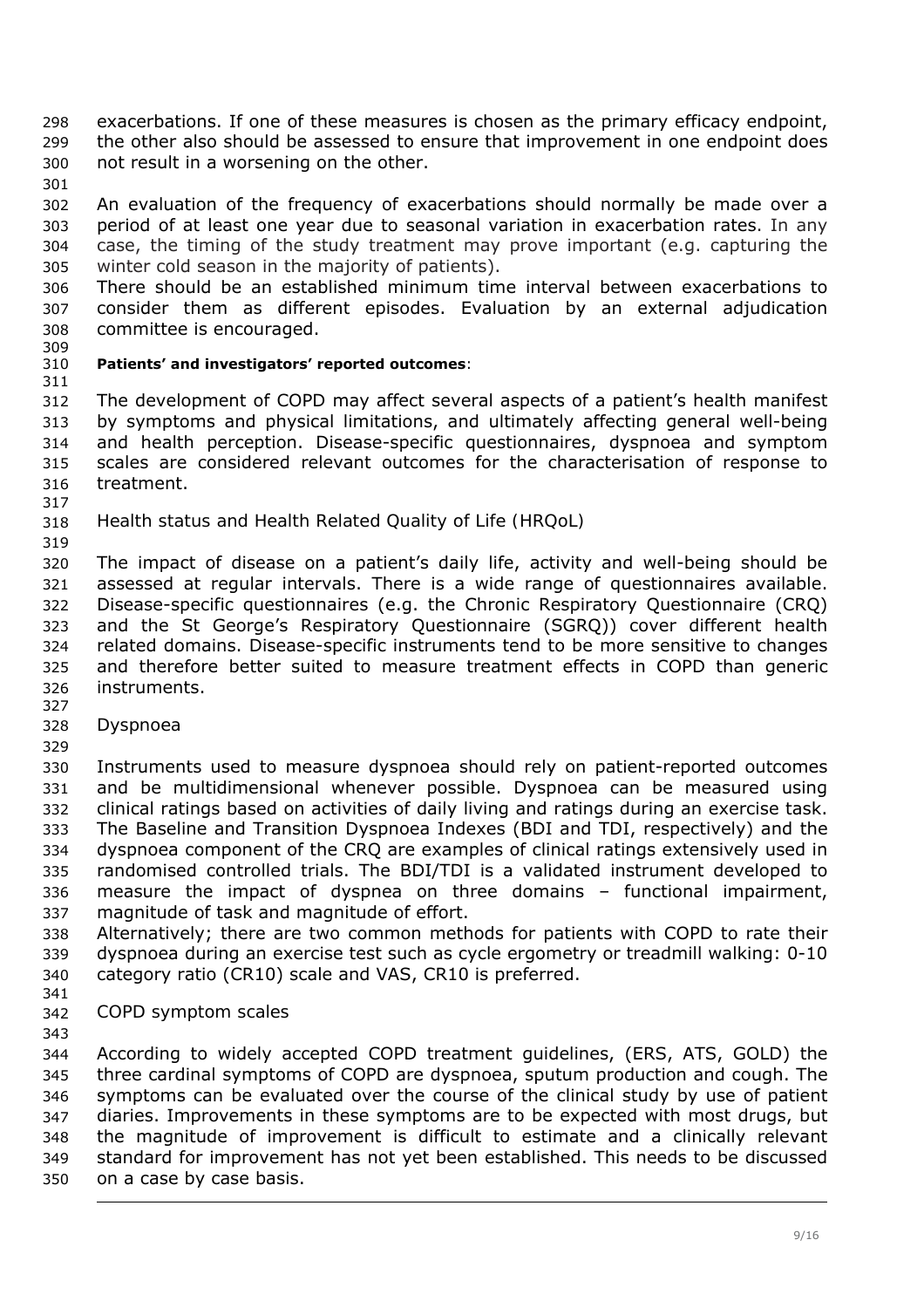exacerbations. If one of these measures is chosen as the primary efficacy endpoint, the other also should be assessed to ensure that improvement in one endpoint does not result in a worsening on the other.

An evaluation of the frequency of exacerbations should normally be made over a period of at least one year due to seasonal variation in exacerbation rates. In any case, the timing of the study treatment may prove important (e.g. capturing the winter cold season in the majority of patients).

There should be an established minimum time interval between exacerbations to consider them as different episodes. Evaluation by an external adjudication committee is encouraged.

**Patients' and investigators' reported outcomes**:

The development of COPD may affect several aspects of a patient's health manifest by symptoms and physical limitations, and ultimately affecting general well-being and health perception. Disease-specific questionnaires, dyspnoea and symptom scales are considered relevant outcomes for the characterisation of response to treatment.

Health status and Health Related Quality of Life (HRQoL)

The impact of disease on a patient's daily life, activity and well-being should be assessed at regular intervals. There is a wide range of questionnaires available. Disease-specific questionnaires (e.g. the Chronic Respiratory Questionnaire (CRQ) and the St George's Respiratory Questionnaire (SGRQ)) cover different health related domains. Disease-specific instruments tend to be more sensitive to changes and therefore better suited to measure treatment effects in COPD than generic instruments.

Dyspnoea

Instruments used to measure dyspnoea should rely on patient-reported outcomes and be multidimensional whenever possible. Dyspnoea can be measured using clinical ratings based on activities of daily living and ratings during an exercise task. The Baseline and Transition Dyspnoea Indexes (BDI and TDI, respectively) and the dyspnoea component of the CRQ are examples of clinical ratings extensively used in randomised controlled trials. The BDI/TDI is a validated instrument developed to measure the impact of dyspnea on three domains – functional impairment, magnitude of task and magnitude of effort.

Alternatively; there are two common methods for patients with COPD to rate their dyspnoea during an exercise test such as cycle ergometry or treadmill walking: 0-10 category ratio (CR10) scale and VAS, CR10 is preferred.

COPD symptom scales

According to widely accepted COPD treatment guidelines, (ERS, ATS, GOLD) the three cardinal symptoms of COPD are dyspnoea, sputum production and cough. The symptoms can be evaluated over the course of the clinical study by use of patient diaries. Improvements in these symptoms are to be expected with most drugs, but the magnitude of improvement is difficult to estimate and a clinically relevant standard for improvement has not yet been established. This needs to be discussed on a case by case basis.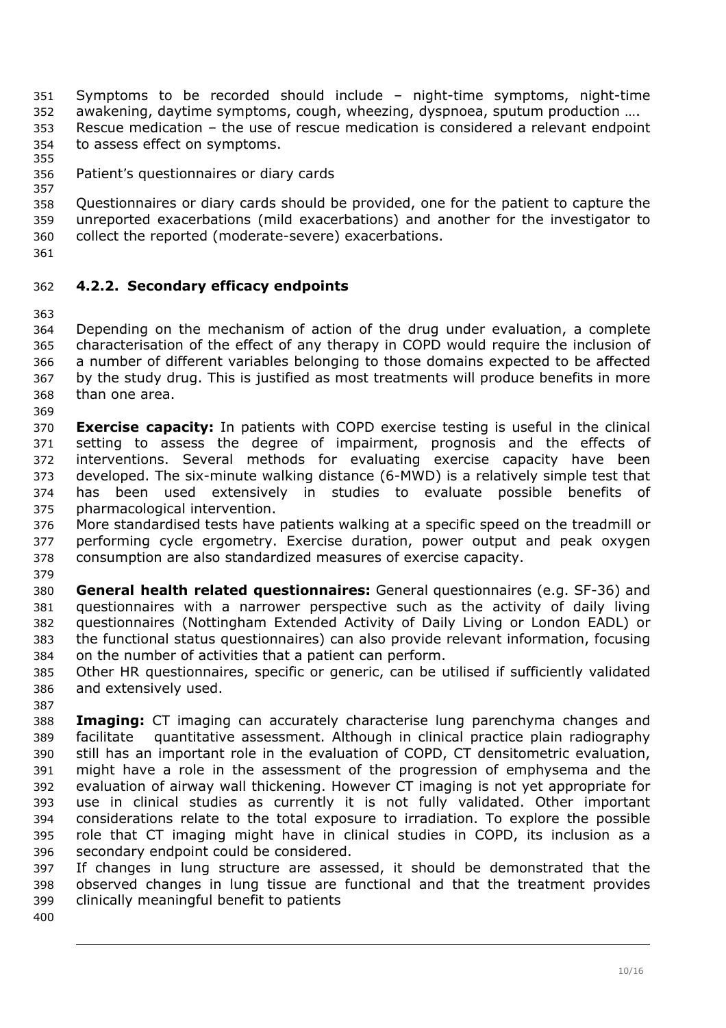Symptoms to be recorded should include – night-time symptoms, night-time awakening, daytime symptoms, cough, wheezing, dyspnoea, sputum production ….
Rescue medication – the use of rescue medication is considered a relevant endpoint to assess effect on symptoms.

Patient's questionnaires or diary cards

Questionnaires or diary cards should be provided, one for the patient to capture the unreported exacerbations (mild exacerbations) and another for the investigator to collect the reported (moderate-severe) exacerbations.

### 4.2.2. Secondary efficacy endpoints

Depending on the mechanism of action of the drug under evaluation, a complete characterisation of the effect of any therapy in COPD would require the inclusion of a number of different variables belonging to those domains expected to be affected by the study drug. This is justified as most treatments will produce benefits in more than one area.

**Exercise capacity:** In patients with COPD exercise testing is useful in the clinical setting to assess the degree of impairment, prognosis and the effects of interventions. Several methods for evaluating exercise capacity have been developed. The six-minute walking distance (6-MWD) is a relatively simple test that has been used extensively in studies to evaluate possible benefits of pharmacological intervention.
More standardised tests have patients walking at a specific speed on the treadmill or performing cycle ergometry. Exercise duration, power output and peak oxygen consumption are also standardized measures of exercise capacity.

**General health related questionnaires:** General questionnaires (e.g. SF-36) and questionnaires with a narrower perspective such as the activity of daily living questionnaires (Nottingham Extended Activity of Daily Living or London EADL) or the functional status questionnaires) can also provide relevant information, focusing on the number of activities that a patient can perform.
Other HR questionnaires, specific or generic, can be utilised if sufficiently validated and extensively used.

**Imaging:** CT imaging can accurately characterise lung parenchyma changes and facilitate quantitative assessment. Although in clinical practice plain radiography still has an important role in the evaluation of COPD, CT densitometric evaluation, might have a role in the assessment of the progression of emphysema and the evaluation of airway wall thickening. However CT imaging is not yet appropriate for use in clinical studies as currently it is not fully validated. Other important considerations relate to the total exposure to irradiation. To explore the possible role that CT imaging might have in clinical studies in COPD, its inclusion as a secondary endpoint could be considered.
If changes in lung structure are assessed, it should be demonstrated that the observed changes in lung tissue are functional and that the treatment provides clinically meaningful benefit to patients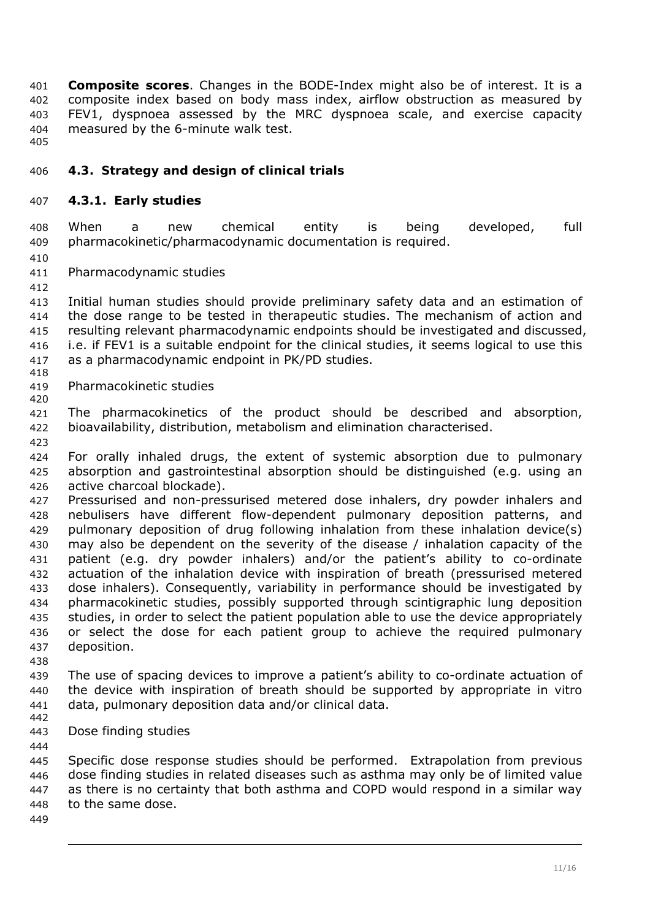**Composite scores**. Changes in the BODE-Index might also be of interest. It is a composite index based on body mass index, airflow obstruction as measured by FEV1, dyspnoea assessed by the MRC dyspnoea scale, and exercise capacity measured by the 6-minute walk test.

## 4.3. Strategy and design of clinical trials

### 4.3.1. Early studies

When a new chemical entity is being developed, full pharmacokinetic/pharmacodynamic documentation is required.

Pharmacodynamic studies

Initial human studies should provide preliminary safety data and an estimation of the dose range to be tested in therapeutic studies. The mechanism of action and resulting relevant pharmacodynamic endpoints should be investigated and discussed, i.e. if FEV1 is a suitable endpoint for the clinical studies, it seems logical to use this as a pharmacodynamic endpoint in PK/PD studies.

Pharmacokinetic studies

The pharmacokinetics of the product should be described and absorption, bioavailability, distribution, metabolism and elimination characterised.

For orally inhaled drugs, the extent of systemic absorption due to pulmonary absorption and gastrointestinal absorption should be distinguished (e.g. using an active charcoal blockade).
Pressurised and non-pressurised metered dose inhalers, dry powder inhalers and nebulisers have different flow-dependent pulmonary deposition patterns, and pulmonary deposition of drug following inhalation from these inhalation device(s) may also be dependent on the severity of the disease / inhalation capacity of the patient (e.g. dry powder inhalers) and/or the patient's ability to co-ordinate actuation of the inhalation device with inspiration of breath (pressurised metered dose inhalers). Consequently, variability in performance should be investigated by pharmacokinetic studies, possibly supported through scintigraphic lung deposition studies, in order to select the patient population able to use the device appropriately or select the dose for each patient group to achieve the required pulmonary deposition.

The use of spacing devices to improve a patient's ability to co-ordinate actuation of the device with inspiration of breath should be supported by appropriate in vitro data, pulmonary deposition data and/or clinical data.

Dose finding studies

Specific dose response studies should be performed. Extrapolation from previous dose finding studies in related diseases such as asthma may only be of limited value as there is no certainty that both asthma and COPD would respond in a similar way to the same dose.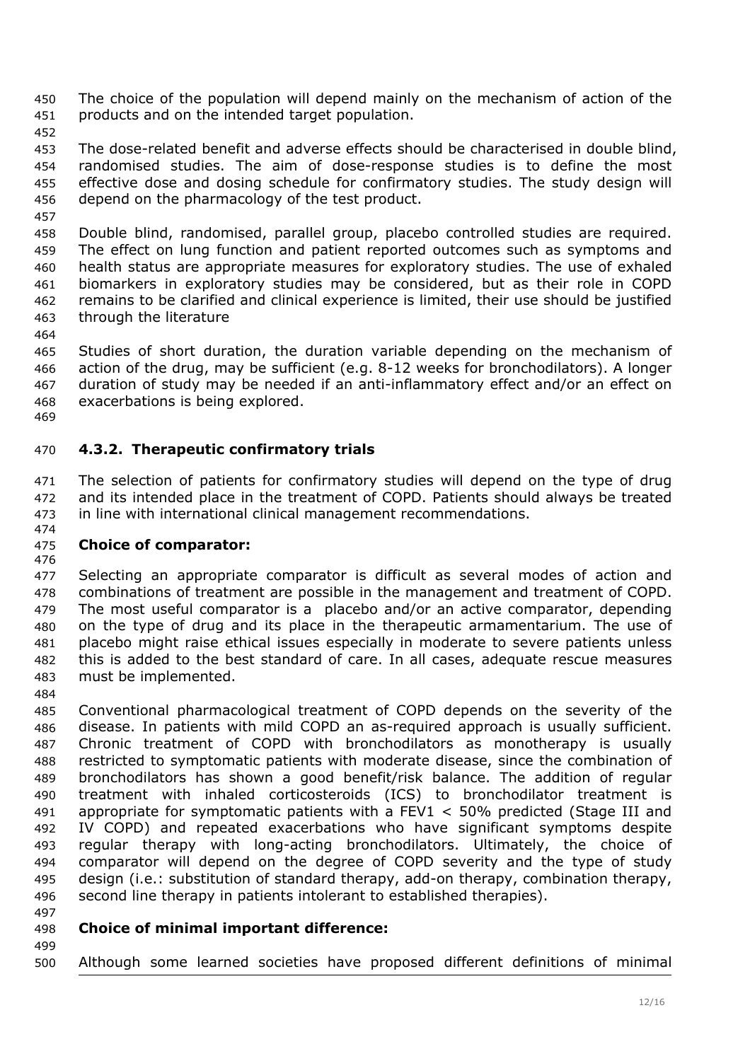The choice of the population will depend mainly on the mechanism of action of the products and on the intended target population.

The dose-related benefit and adverse effects should be characterised in double blind, randomised studies. The aim of dose-response studies is to define the most effective dose and dosing schedule for confirmatory studies. The study design will depend on the pharmacology of the test product.

Double blind, randomised, parallel group, placebo controlled studies are required. The effect on lung function and patient reported outcomes such as symptoms and health status are appropriate measures for exploratory studies. The use of exhaled biomarkers in exploratory studies may be considered, but as their role in COPD remains to be clarified and clinical experience is limited, their use should be justified through the literature

Studies of short duration, the duration variable depending on the mechanism of action of the drug, may be sufficient (e.g. 8-12 weeks for bronchodilators). A longer duration of study may be needed if an anti-inflammatory effect and/or an effect on exacerbations is being explored.

### 4.3.2. Therapeutic confirmatory trials

The selection of patients for confirmatory studies will depend on the type of drug and its intended place in the treatment of COPD. Patients should always be treated in line with international clinical management recommendations.

**Choice of comparator:**

Selecting an appropriate comparator is difficult as several modes of action and combinations of treatment are possible in the management and treatment of COPD. The most useful comparator is a placebo and/or an active comparator, depending on the type of drug and its place in the therapeutic armamentarium. The use of placebo might raise ethical issues especially in moderate to severe patients unless this is added to the best standard of care. In all cases, adequate rescue measures must be implemented.

Conventional pharmacological treatment of COPD depends on the severity of the disease. In patients with mild COPD an as-required approach is usually sufficient. Chronic treatment of COPD with bronchodilators as monotherapy is usually restricted to symptomatic patients with moderate disease, since the combination of bronchodilators has shown a good benefit/risk balance. The addition of regular treatment with inhaled corticosteroids (ICS) to bronchodilator treatment is appropriate for symptomatic patients with a $FEV_1 < 50\%$ predicted (Stage III and IV COPD) and repeated exacerbations who have significant symptoms despite regular therapy with long-acting bronchodilators. Ultimately, the choice of comparator will depend on the degree of COPD severity and the type of study design (i.e.: substitution of standard therapy, add-on therapy, combination therapy, second line therapy in patients intolerant to established therapies).

**Choice of minimal important difference:**

Although some learned societies have proposed different definitions of minimal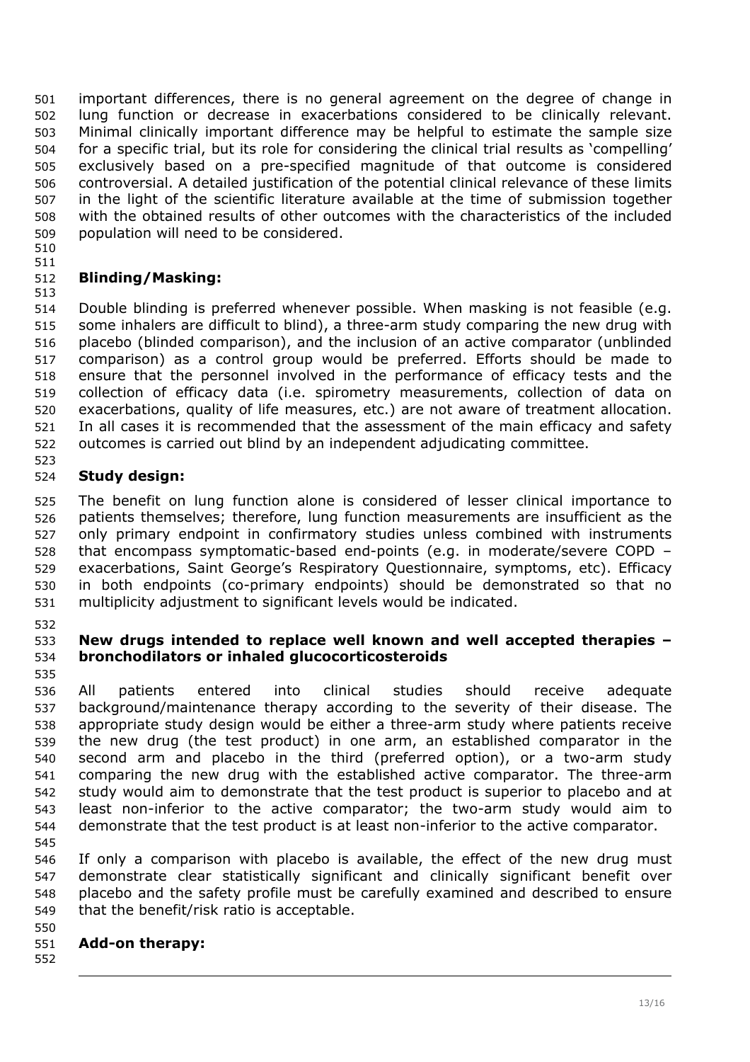important differences, there is no general agreement on the degree of change in lung function or decrease in exacerbations considered to be clinically relevant. Minimal clinically important difference may be helpful to estimate the sample size for a specific trial, but its role for considering the clinical trial results as 'compelling' exclusively based on a pre-specified magnitude of that outcome is considered controversial. A detailed justification of the potential clinical relevance of these limits in the light of the scientific literature available at the time of submission together with the obtained results of other outcomes with the characteristics of the included population will need to be considered.

**Blinding/Masking:**

Double blinding is preferred whenever possible. When masking is not feasible (e.g. some inhalers are difficult to blind), a three-arm study comparing the new drug with placebo (blinded comparison), and the inclusion of an active comparator (unblinded comparison) as a control group would be preferred. Efforts should be made to ensure that the personnel involved in the performance of efficacy tests and the collection of efficacy data (i.e. spirometry measurements, collection of data on exacerbations, quality of life measures, etc.) are not aware of treatment allocation. In all cases it is recommended that the assessment of the main efficacy and safety outcomes is carried out blind by an independent adjudicating committee.

**Study design:**

The benefit on lung function alone is considered of lesser clinical importance to patients themselves; therefore, lung function measurements are insufficient as the only primary endpoint in confirmatory studies unless combined with instruments that encompass symptomatic-based end-points (e.g. in moderate/severe COPD – exacerbations, Saint George's Respiratory Questionnaire, symptoms, etc). Efficacy in both endpoints (co-primary endpoints) should be demonstrated so that no multiplicity adjustment to significant levels would be indicated.

**New drugs intended to replace well known and well accepted therapies – bronchodilators or inhaled glucocorticosteroids**

All patients entered into clinical studies should receive adequate background/maintenance therapy according to the severity of their disease. The appropriate study design would be either a three-arm study where patients receive the new drug (the test product) in one arm, an established comparator in the second arm and placebo in the third (preferred option), or a two-arm study comparing the new drug with the established active comparator. The three-arm study would aim to demonstrate that the test product is superior to placebo and at least non-inferior to the active comparator; the two-arm study would aim to demonstrate that the test product is at least non-inferior to the active comparator.

If only a comparison with placebo is available, the effect of the new drug must demonstrate clear statistically significant and clinically significant benefit over placebo and the safety profile must be carefully examined and described to ensure that the benefit/risk ratio is acceptable.

**Add-on therapy:**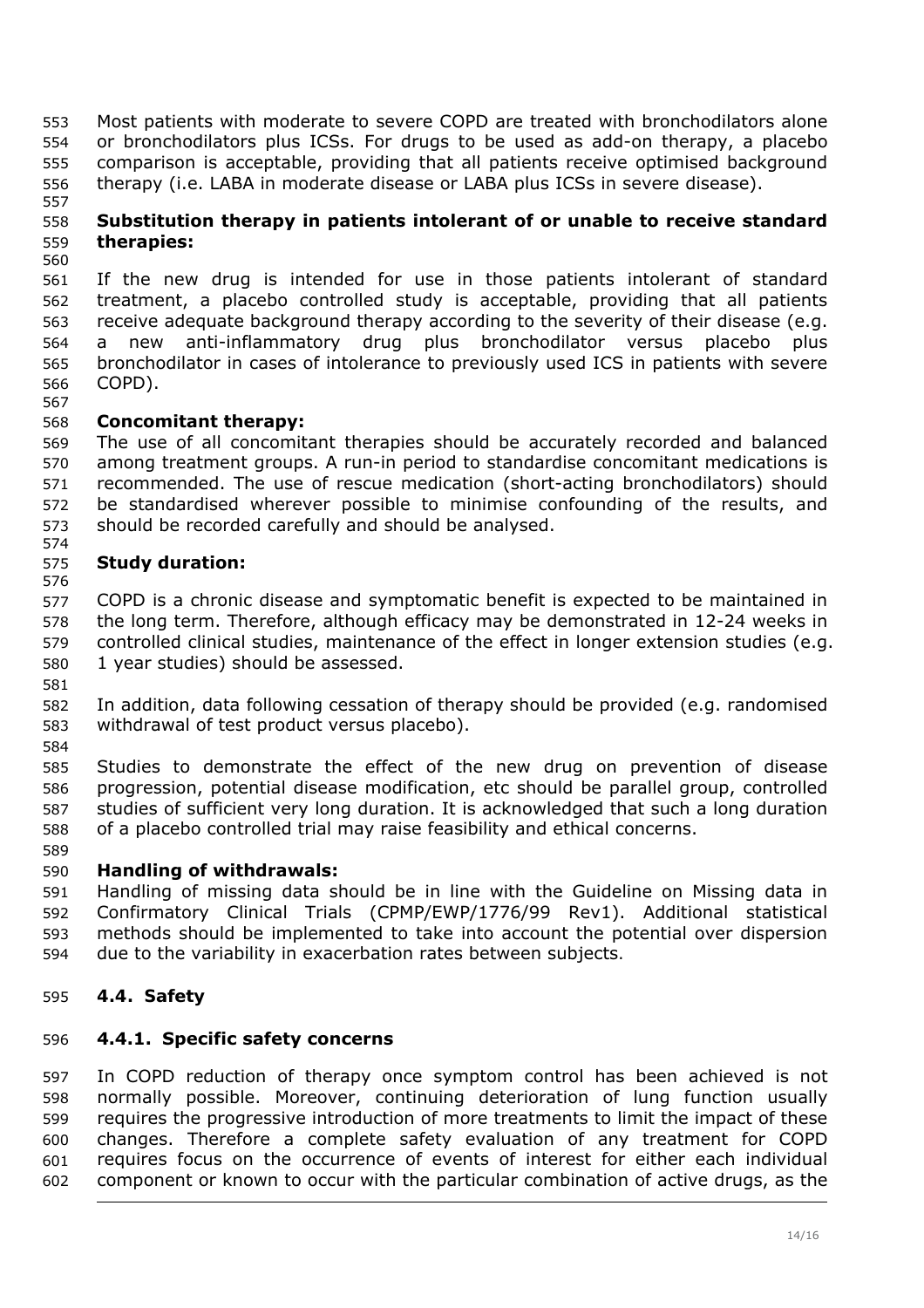Most patients with moderate to severe COPD are treated with bronchodilators alone or bronchodilators plus ICSs. For drugs to be used as add-on therapy, a placebo comparison is acceptable, providing that all patients receive optimised background therapy (i.e. LABA in moderate disease or LABA plus ICSs in severe disease).

**Substitution therapy in patients intolerant of or unable to receive standard therapies:**

If the new drug is intended for use in those patients intolerant of standard treatment, a placebo controlled study is acceptable, providing that all patients receive adequate background therapy according to the severity of their disease (e.g. a new anti-inflammatory drug plus bronchodilator versus placebo plus bronchodilator in cases of intolerance to previously used ICS in patients with severe COPD).

**Concomitant therapy:**

The use of all concomitant therapies should be accurately recorded and balanced among treatment groups. A run-in period to standardise concomitant medications is recommended. The use of rescue medication (short-acting bronchodilators) should be standardised wherever possible to minimise confounding of the results, and should be recorded carefully and should be analysed.

**Study duration:**

COPD is a chronic disease and symptomatic benefit is expected to be maintained in the long term. Therefore, although efficacy may be demonstrated in 12-24 weeks in controlled clinical studies, maintenance of the effect in longer extension studies (e.g. 1 year studies) should be assessed.

In addition, data following cessation of therapy should be provided (e.g. randomised withdrawal of test product versus placebo).

Studies to demonstrate the effect of the new drug on prevention of disease progression, potential disease modification, etc should be parallel group, controlled studies of sufficient very long duration. It is acknowledged that such a long duration of a placebo controlled trial may raise feasibility and ethical concerns.

**Handling of withdrawals:**

Handling of missing data should be in line with the Guideline on Missing data in Confirmatory Clinical Trials (CPMP/EWP/1776/99 Rev1). Additional statistical methods should be implemented to take into account the potential over dispersion due to the variability in exacerbation rates between subjects.

## 4.4. Safety

### 4.4.1. Specific safety concerns

In COPD reduction of therapy once symptom control has been achieved is not normally possible. Moreover, continuing deterioration of lung function usually requires the progressive introduction of more treatments to limit the impact of these changes. Therefore a complete safety evaluation of any treatment for COPD requires focus on the occurrence of events of interest for either each individual component or known to occur with the particular combination of active drugs, as the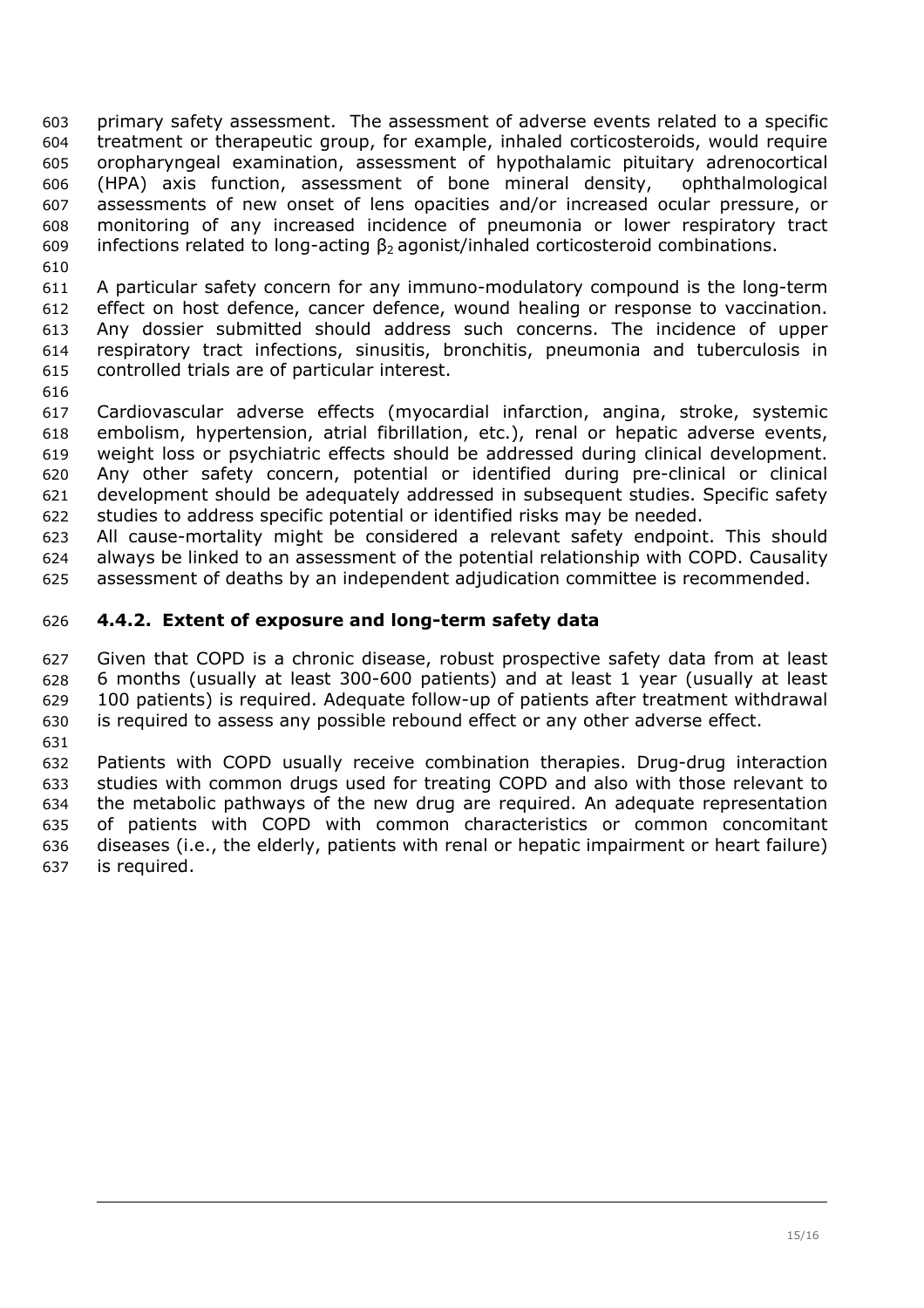primary safety assessment. The assessment of adverse events related to a specific treatment or therapeutic group, for example, inhaled corticosteroids, would require oropharyngeal examination, assessment of hypothalamic pituitary adrenocortical (HPA) axis function, assessment of bone mineral density, ophthalmological assessments of new onset of lens opacities and/or increased ocular pressure, or monitoring of any increased incidence of pneumonia or lower respiratory tract infections related to long-acting $\beta_2$ agonist/inhaled corticosteroid combinations.

A particular safety concern for any immuno-modulatory compound is the long-term effect on host defence, cancer defence, wound healing or response to vaccination. Any dossier submitted should address such concerns. The incidence of upper respiratory tract infections, sinusitis, bronchitis, pneumonia and tuberculosis in controlled trials are of particular interest.

Cardiovascular adverse effects (myocardial infarction, angina, stroke, systemic embolism, hypertension, atrial fibrillation, etc.), renal or hepatic adverse events, weight loss or psychiatric effects should be addressed during clinical development. Any other safety concern, potential or identified during pre-clinical or clinical development should be adequately addressed in subsequent studies. Specific safety studies to address specific potential or identified risks may be needed.
All cause-mortality might be considered a relevant safety endpoint. This should always be linked to an assessment of the potential relationship with COPD. Causality assessment of deaths by an independent adjudication committee is recommended.

### 4.4.2. Extent of exposure and long-term safety data

Given that COPD is a chronic disease, robust prospective safety data from at least 6 months (usually at least 300-600 patients) and at least 1 year (usually at least 100 patients) is required. Adequate follow-up of patients after treatment withdrawal is required to assess any possible rebound effect or any other adverse effect.

Patients with COPD usually receive combination therapies. Drug-drug interaction studies with common drugs used for treating COPD and also with those relevant to the metabolic pathways of the new drug are required. An adequate representation of patients with COPD with common characteristics or common concomitant diseases (i.e., the elderly, patients with renal or hepatic impairment or heart failure) is required.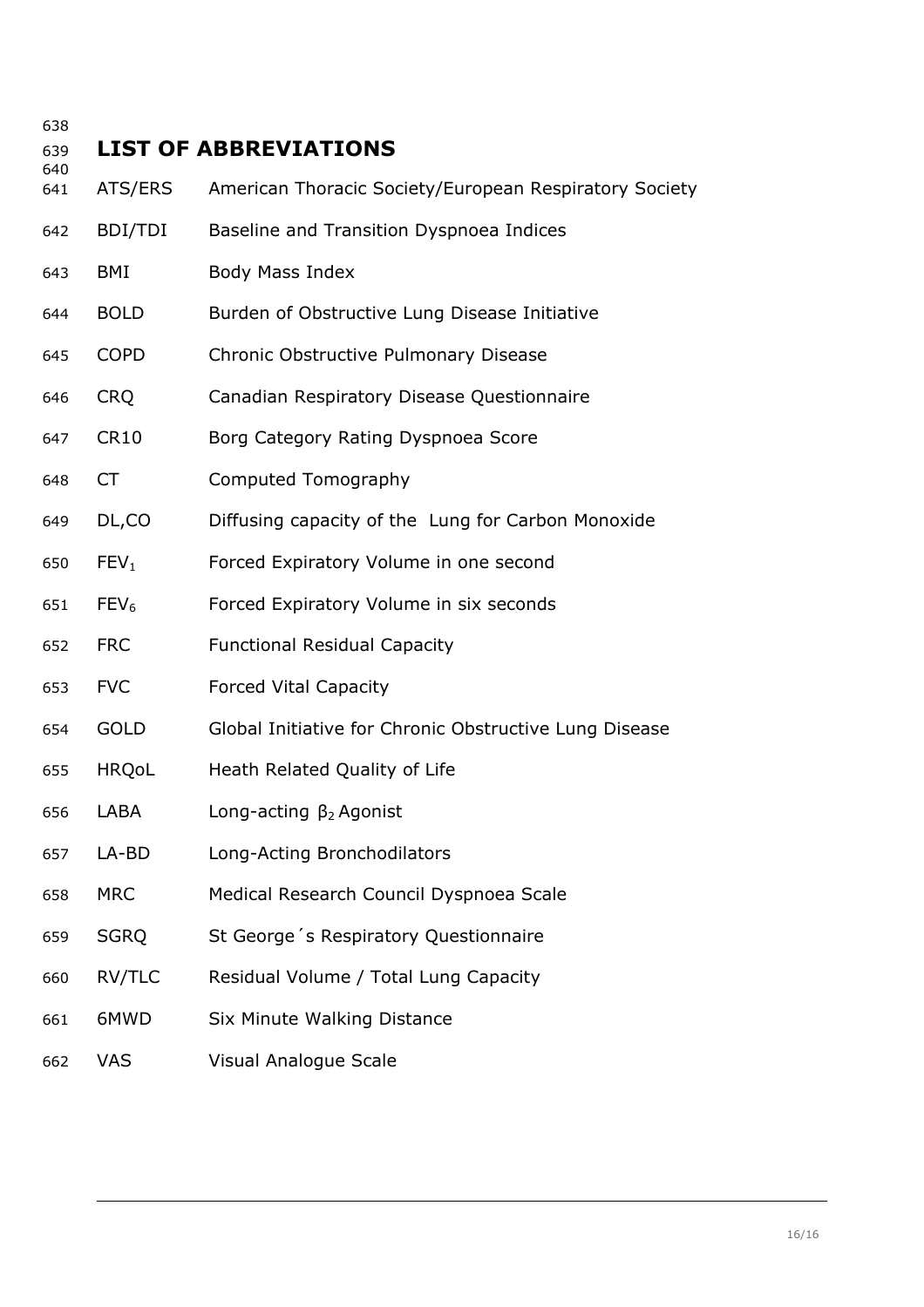## LIST OF ABBREVIATIONS

| | |
|---|---|
| ATS/ERS | American Thoracic Society/European Respiratory Society |
| BDI/TDI | Baseline and Transition Dyspnoea Indices |
| BMI | Body Mass Index |
| BOLD | Burden of Obstructive Lung Disease Initiative |
| COPD | Chronic Obstructive Pulmonary Disease |
| CRQ | Canadian Respiratory Disease Questionnaire |
| CR10 | Borg Category Rating Dyspnoea Score |
| CT | Computed Tomography |
| DL,CO | Diffusing capacity of the Lung for Carbon Monoxide |
| $FEV_1$ | Forced Expiratory Volume in one second |
| $FEV_6$ | Forced Expiratory Volume in six seconds |
| FRC | Functional Residual Capacity |
| FVC | Forced Vital Capacity |
| GOLD | Global Initiative for Chronic Obstructive Lung Disease |
| HRQoL | Heath Related Quality of Life |
| LABA | Long-acting $\beta_2$ Agonist |
| LA-BD | Long-Acting Bronchodilators |
| MRC | Medical Research Council Dyspnoea Scale |
| SGRQ | St George´s Respiratory Questionnaire |
| RV/TLC | Residual Volume / Total Lung Capacity |
| 6MWD | Six Minute Walking Distance |
| VAS | Visual Analogue Scale |